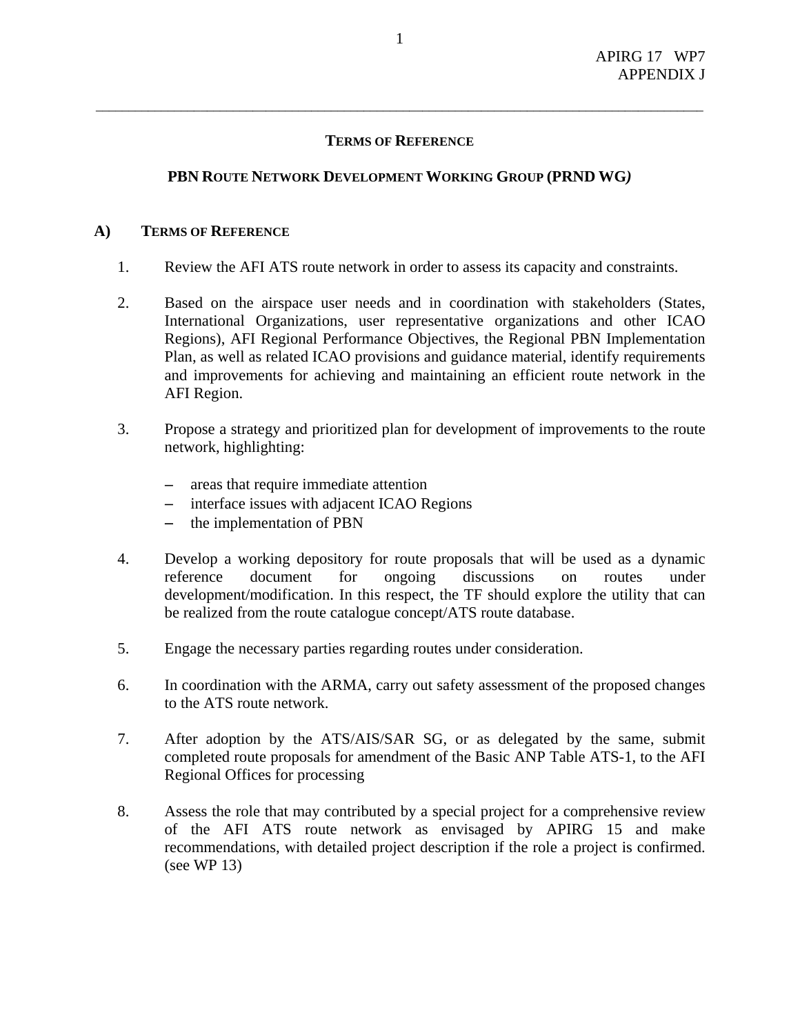APIRG 17 WP7
APPENDIX J

---

## TERMS OF REFERENCE

## PBN ROUTE NETWORK DEVELOPMENT WORKING GROUP (PRND WG)

### A) TERMS OF REFERENCE

1. Review the AFI ATS route network in order to assess its capacity and constraints.

2. Based on the airspace user needs and in coordination with stakeholders (States, International Organizations, user representative organizations and other ICAO Regions), AFI Regional Performance Objectives, the Regional PBN Implementation Plan, as well as related ICAO provisions and guidance material, identify requirements and improvements for achieving and maintaining an efficient route network in the AFI Region.

3. Propose a strategy and prioritized plan for development of improvements to the route network, highlighting:

   – areas that require immediate attention
   – interface issues with adjacent ICAO Regions
   – the implementation of PBN

4. Develop a working depository for route proposals that will be used as a dynamic reference document for ongoing discussions on routes under development/modification. In this respect, the TF should explore the utility that can be realized from the route catalogue concept/ATS route database.

5. Engage the necessary parties regarding routes under consideration.

6. In coordination with the ARMA, carry out safety assessment of the proposed changes to the ATS route network.

7. After adoption by the ATS/AIS/SAR SG, or as delegated by the same, submit completed route proposals for amendment of the Basic ANP Table ATS-1, to the AFI Regional Offices for processing

8. Assess the role that may contributed by a special project for a comprehensive review of the AFI ATS route network as envisaged by APIRG 15 and make recommendations, with detailed project description if the role a project is confirmed. (see WP 13)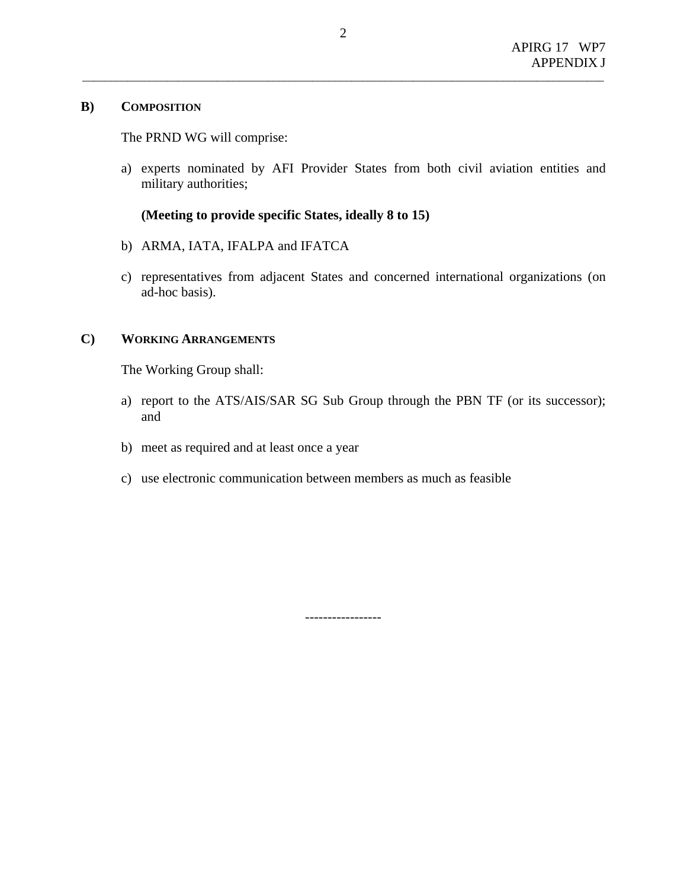## B) COMPOSITION

The PRND WG will comprise:

a) experts nominated by AFI Provider States from both civil aviation entities and military authorities;

   **(Meeting to provide specific States, ideally 8 to 15)**

b) ARMA, IATA, IFALPA and IFATCA

c) representatives from adjacent States and concerned international organizations (on ad-hoc basis).

## C) WORKING ARRANGEMENTS

The Working Group shall:

a) report to the ATS/AIS/SAR SG Sub Group through the PBN TF (or its successor); and

b) meet as required and at least once a year

c) use electronic communication between members as much as feasible

-----------------